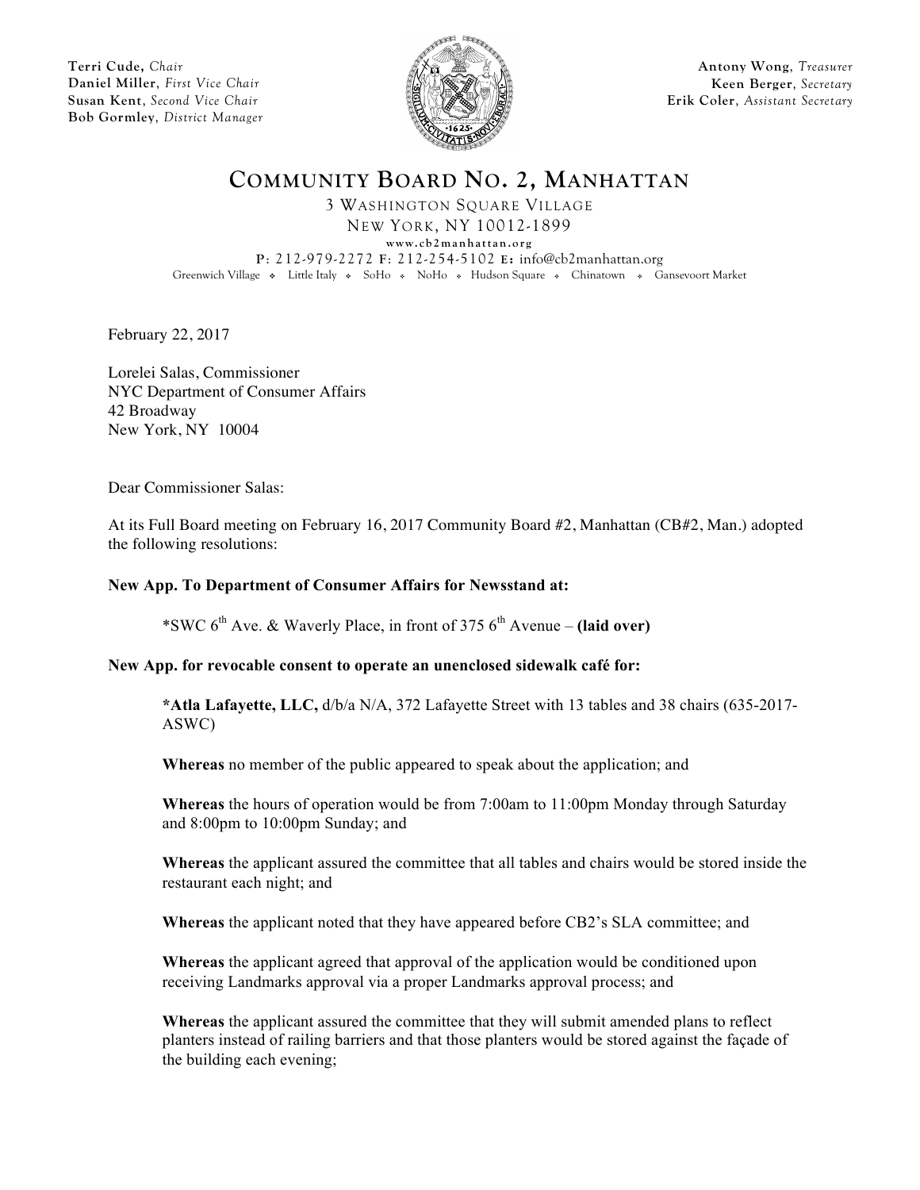**Terri Cude,** *Chair*
**Daniel Miller**, *First Vice Chair*
**Susan Kent**, *Second Vice Chair*
**Bob Gormley**, *District Manager*

**Antony Wong**, *Treasurer*
**Keen Berger**, *Secretary*
**Erik Coler**, *Assistant Secretary*

# COMMUNITY BOARD NO. 2, MANHATTAN

3 WASHINGTON SQUARE VILLAGE
NEW YORK, NY 10012-1899
www.cb2manhattan.org
P: 212-979-2272 F: 212-254-5102 E: info@cb2manhattan.org
Greenwich Village ❖ Little Italy ❖ SoHo ❖ NoHo ❖ Hudson Square ❖ Chinatown ❖ Gansevoort Market

February 22, 2017

Lorelei Salas, Commissioner
NYC Department of Consumer Affairs
42 Broadway
New York, NY 10004

Dear Commissioner Salas:

At its Full Board meeting on February 16, 2017 Community Board #2, Manhattan (CB#2, Man.) adopted the following resolutions:

**New App. To Department of Consumer Affairs for Newsstand at:**

*SWC 6th Ave. & Waverly Place, in front of 375 6th Avenue – **(laid over)**

**New App. for revocable consent to operate an unenclosed sidewalk café for:**

***Atla Lafayette, LLC,** d/b/a N/A, 372 Lafayette Street with 13 tables and 38 chairs (635-2017-ASWC)

**Whereas** no member of the public appeared to speak about the application; and

**Whereas** the hours of operation would be from 7:00am to 11:00pm Monday through Saturday and 8:00pm to 10:00pm Sunday; and

**Whereas** the applicant assured the committee that all tables and chairs would be stored inside the restaurant each night; and

**Whereas** the applicant noted that they have appeared before CB2's SLA committee; and

**Whereas** the applicant agreed that approval of the application would be conditioned upon receiving Landmarks approval via a proper Landmarks approval process; and

**Whereas** the applicant assured the committee that they will submit amended plans to reflect planters instead of railing barriers and that those planters would be stored against the façade of the building each evening;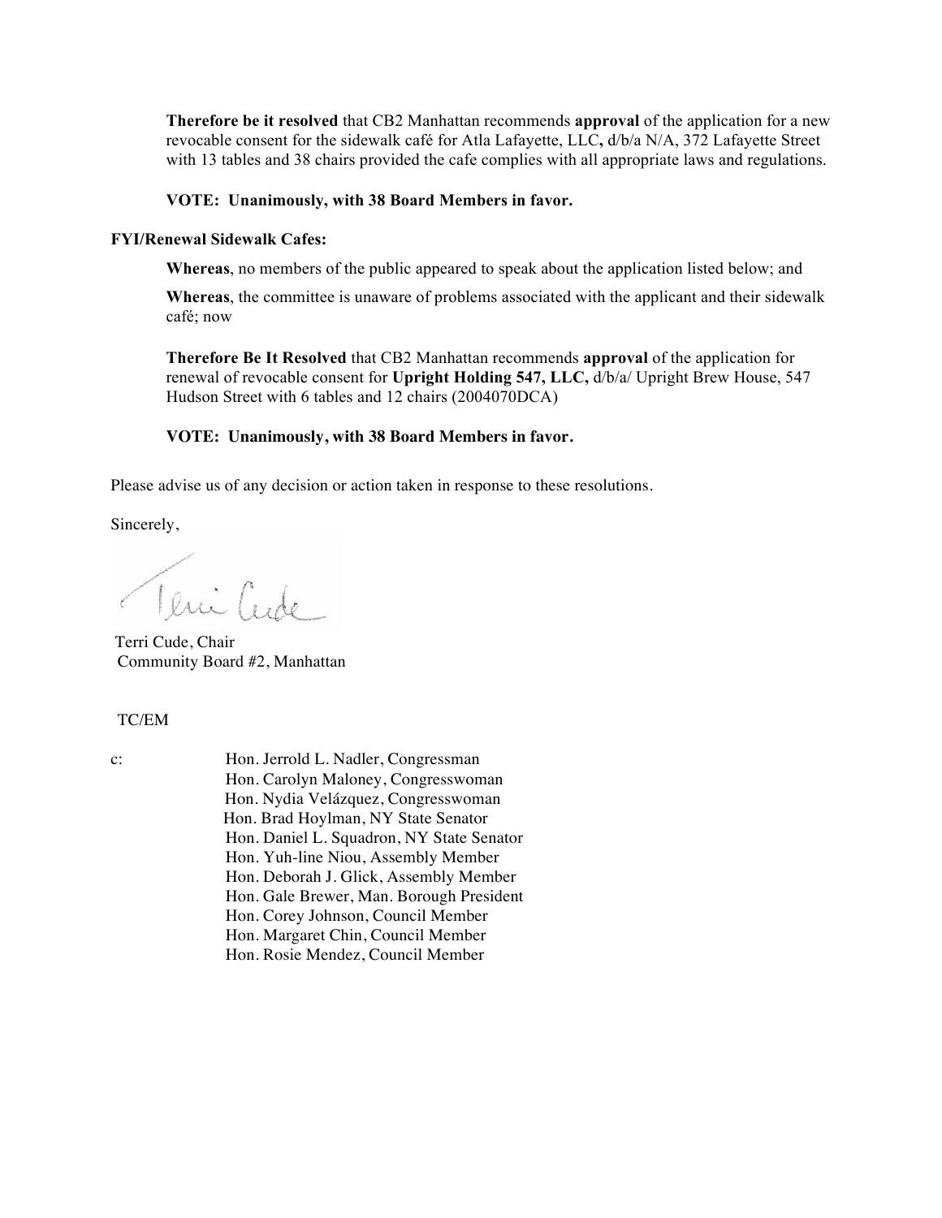**Therefore be it resolved** that CB2 Manhattan recommends **approval** of the application for a new revocable consent for the sidewalk café for Atla Lafayette, LLC**,** d/b/a N/A, 372 Lafayette Street with 13 tables and 38 chairs provided the cafe complies with all appropriate laws and regulations.

**VOTE: Unanimously, with 38 Board Members in favor.**

**FYI/Renewal Sidewalk Cafes:**

**Whereas**, no members of the public appeared to speak about the application listed below; and

**Whereas**, the committee is unaware of problems associated with the applicant and their sidewalk café; now

**Therefore Be It Resolved** that CB2 Manhattan recommends **approval** of the application for renewal of revocable consent for **Upright Holding 547, LLC,** d/b/a/ Upright Brew House, 547 Hudson Street with 6 tables and 12 chairs (2004070DCA)

**VOTE: Unanimously, with 38 Board Members in favor.**

Please advise us of any decision or action taken in response to these resolutions.

Sincerely,

Terri Cude, Chair
Community Board #2, Manhattan

TC/EM

c: Hon. Jerrold L. Nadler, Congressman
Hon. Carolyn Maloney, Congresswoman
Hon. Nydia Velázquez, Congresswoman
Hon. Brad Hoylman, NY State Senator
Hon. Daniel L. Squadron, NY State Senator
Hon. Yuh-line Niou, Assembly Member
Hon. Deborah J. Glick, Assembly Member
Hon. Gale Brewer, Man. Borough President
Hon. Corey Johnson, Council Member
Hon. Margaret Chin, Council Member
Hon. Rosie Mendez, Council Member